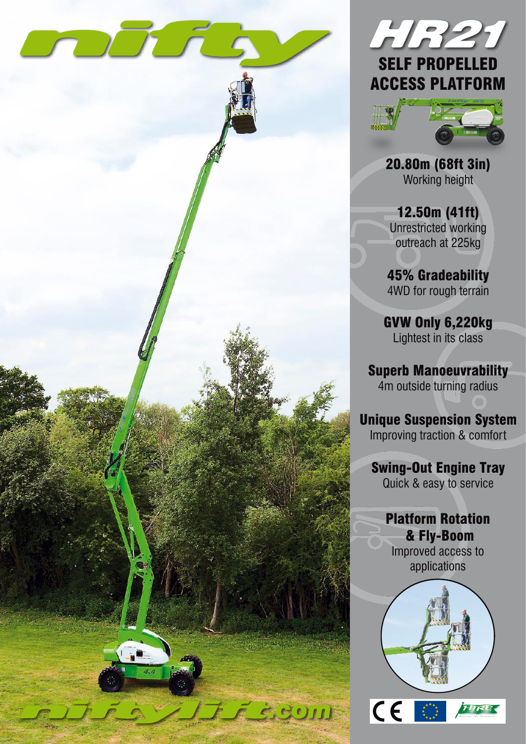# nifty

## HR21

## SELF PROPELLED ACCESS PLATFORM

**20.80m (68ft 3in)**
Working height

**12.50m (41ft)**
Unrestricted working outreach at 225kg

**45% Gradeability**
4WD for rough terrain

**GVW Only 6,220kg**
Lightest in its class

**Superb Manoeuvrability**
4m outside turning radius

**Unique Suspension System**
Improving traction & comfort

**Swing-Out Engine Tray**
Quick & easy to service

**Platform Rotation & Fly-Boom**
Improved access to applications

niftylift.com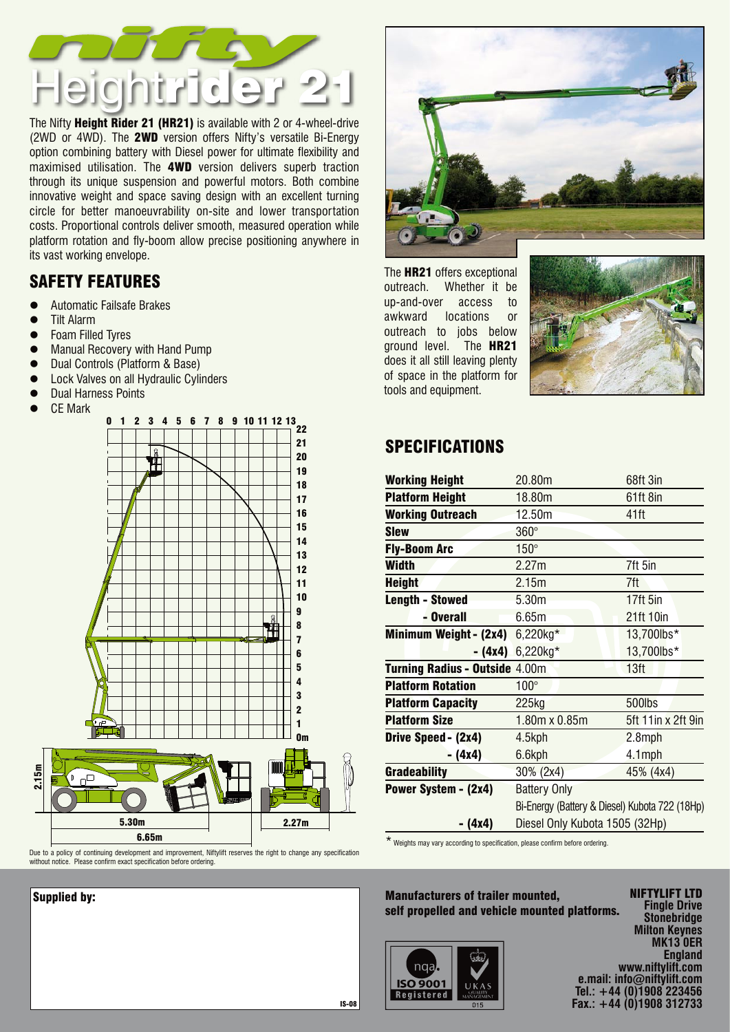# nifty Heightrider 21

The Nifty **Height Rider 21 (HR21)** is available with 2 or 4-wheel-drive (2WD or 4WD). The **2WD** version offers Nifty's versatile Bi-Energy option combining battery with Diesel power for ultimate flexibility and maximised utilisation. The **4WD** version delivers superb traction through its unique suspension and powerful motors. Both combine innovative weight and space saving design with an excellent turning circle for better manoeuvrability on-site and lower transportation costs. Proportional controls deliver smooth, measured operation while platform rotation and fly-boom allow precise positioning anywhere in its vast working envelope.

## SAFETY FEATURES

- Automatic Failsafe Brakes
- Tilt Alarm
- Foam Filled Tyres
- Manual Recovery with Hand Pump
- Dual Controls (Platform & Base)
- Lock Valves on all Hydraulic Cylinders
- Dual Harness Points
- CE Mark

0 1 2 3 4 5 6 7 8 9 10 11 12 13

22 21 20 19 18 17 16 15 14 13 12 11 10 9 8 7 6 5 4 3 2 1 0m

2.15m

5.30m

6.65m

2.27m

Due to a policy of continuing development and improvement, Niftylift reserves the right to change any specification without notice. Please confirm exact specification before ordering.

The **HR21** offers exceptional outreach. Whether it be up-and-over access to awkward locations or outreach to jobs below ground level. The **HR21** does it all still leaving plenty of space in the platform for tools and equipment.

## SPECIFICATIONS

| | | |
|---|---|---|
| **Working Height** | 20.80m | 68ft 3in |
| **Platform Height** | 18.80m | 61ft 8in |
| **Working Outreach** | 12.50m | 41ft |
| **Slew** | 360° | |
| **Fly-Boom Arc** | 150° | |
| **Width** | 2.27m | 7ft 5in |
| **Height** | 2.15m | 7ft |
| **Length - Stowed** | 5.30m | 17ft 5in |
| **- Overall** | 6.65m | 21ft 10in |
| **Minimum Weight - (2x4)** | 6,220kg* | 13,700lbs* |
| **- (4x4)** | 6,220kg* | 13,700lbs* |
| **Turning Radius - Outside** | 4.00m | 13ft |
| **Platform Rotation** | 100° | |
| **Platform Capacity** | 225kg | 500lbs |
| **Platform Size** | 1.80m x 0.85m | 5ft 11in x 2ft 9in |
| **Drive Speed - (2x4)** | 4.5kph | 2.8mph |
| **- (4x4)** | 6.6kph | 4.1mph |
| **Gradeability** | 30% (2x4) | 45% (4x4) |
| **Power System - (2x4)** | Battery Only | |
| | Bi-Energy (Battery & Diesel) Kubota 722 (18Hp) | |
| **- (4x4)** | Diesel Only Kubota 1505 (32Hp) | |

* Weights may vary according to specification, please confirm before ordering.

**Supplied by:**

IS-08

**Manufacturers of trailer mounted, self propelled and vehicle mounted platforms.**

nqa. ISO 9001 Registered

UKAS QUALITY MANAGEMENT 015

**NIFTYLIFT LTD**
**Fingle Drive**
**Stonebridge**
**Milton Keynes**
**MK13 0ER**
**England**
**www.niftylift.com**
**e.mail: info@niftylift.com**
**Tel.: +44 (0)1908 223456**
**Fax.: +44 (0)1908 312733**